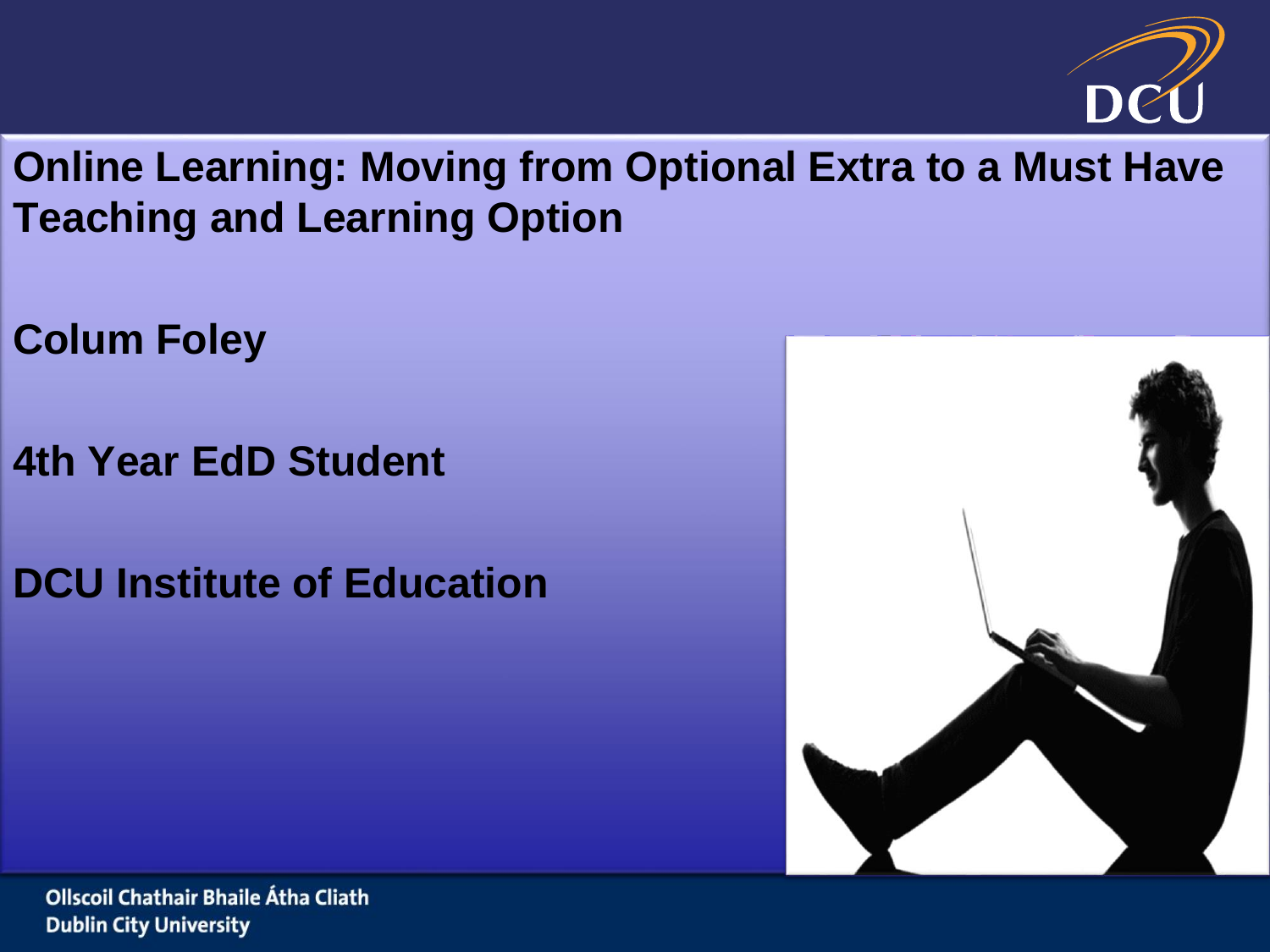# Online Learning: Moving from Optional Extra to a Must Have Teaching and Learning Option

**Colum Foley**

**4th Year EdD Student**

**DCU Institute of Education**

Ollscoil Chathair Bhaile Átha Cliath
Dublin City University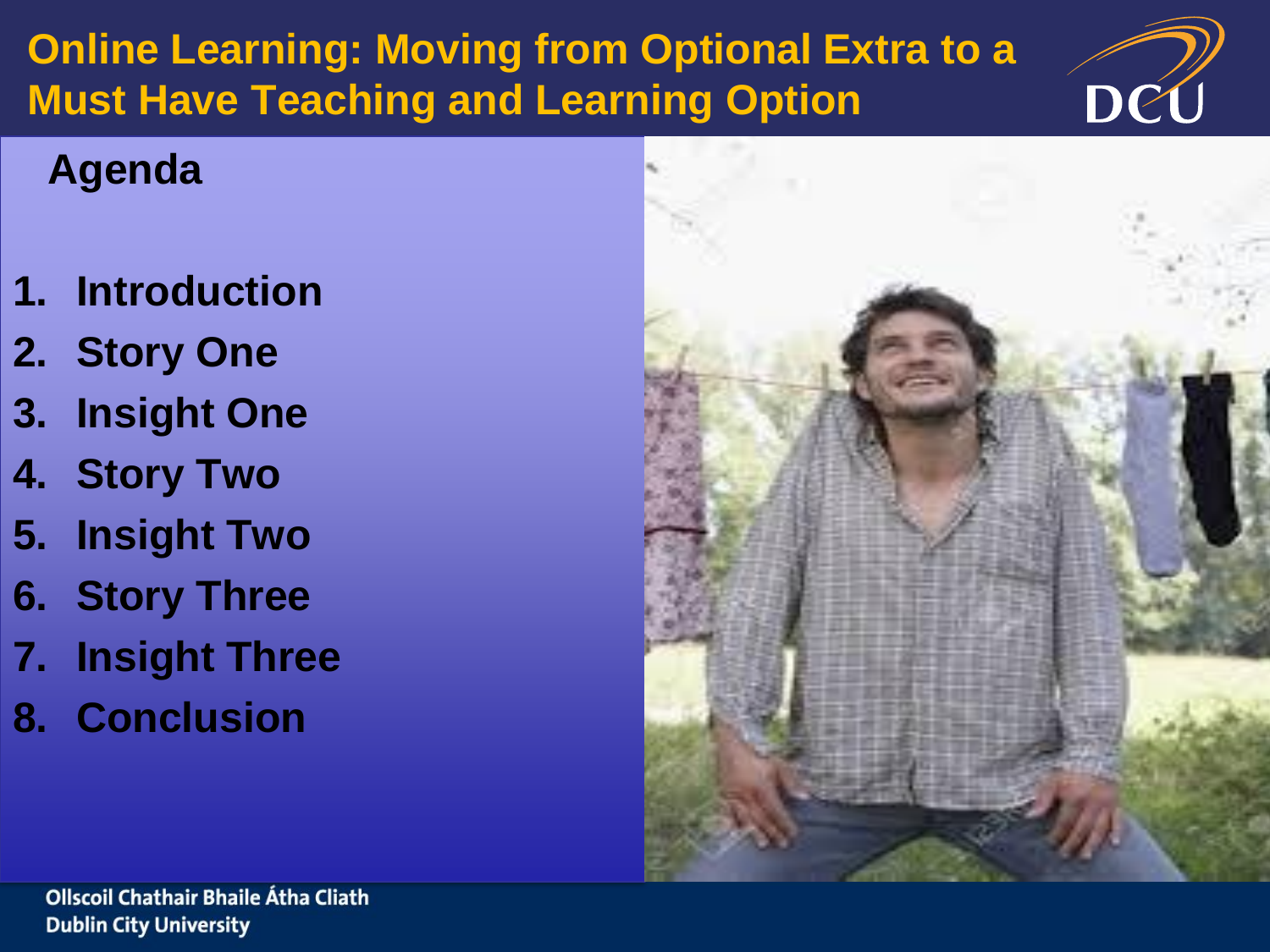# Online Learning: Moving from Optional Extra to a Must Have Teaching and Learning Option

## Agenda

1. Introduction
2. Story One
3. Insight One
4. Story Two
5. Insight Two
6. Story Three
7. Insight Three
8. Conclusion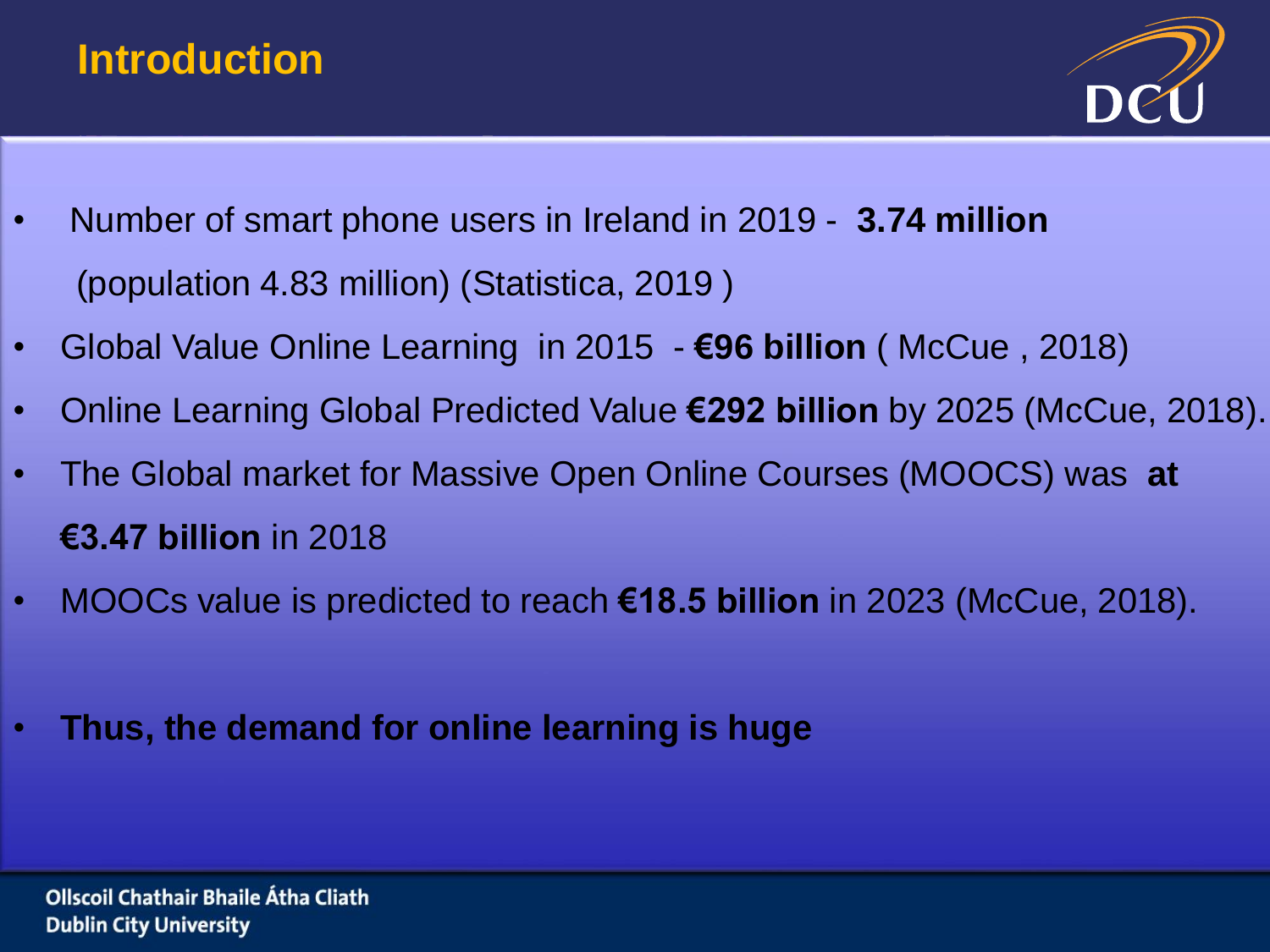## Introduction

- Number of smart phone users in Ireland in 2019 - **3.74 million** (population 4.83 million) (Statistica, 2019 )
- Global Value Online Learning in 2015 - **€96 billion** ( McCue , 2018)
- Online Learning Global Predicted Value **€292 billion** by 2025 (McCue, 2018).
- The Global market for Massive Open Online Courses (MOOCS) was **at €3.47 billion** in 2018
- MOOCs value is predicted to reach **€18.5 billion** in 2023 (McCue, 2018).
- **Thus, the demand for online learning is huge**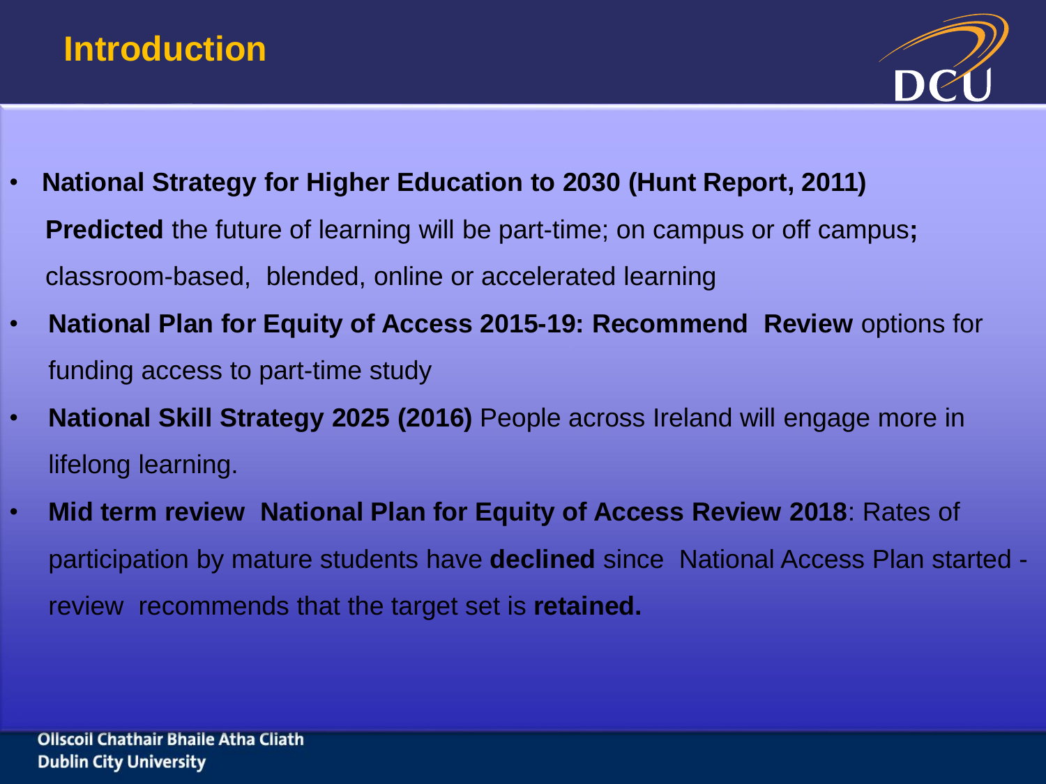# Introduction

- **National Strategy for Higher Education to 2030 (Hunt Report, 2011)** **Predicted** the future of learning will be part-time; on campus or off campus**;** classroom-based, blended, online or accelerated learning
- **National Plan for Equity of Access 2015-19: Recommend Review** options for funding access to part-time study
- **National Skill Strategy 2025 (2016)** People across Ireland will engage more in lifelong learning.
- **Mid term review National Plan for Equity of Access Review 2018**: Rates of participation by mature students have **declined** since National Access Plan started - review recommends that the target set is **retained.**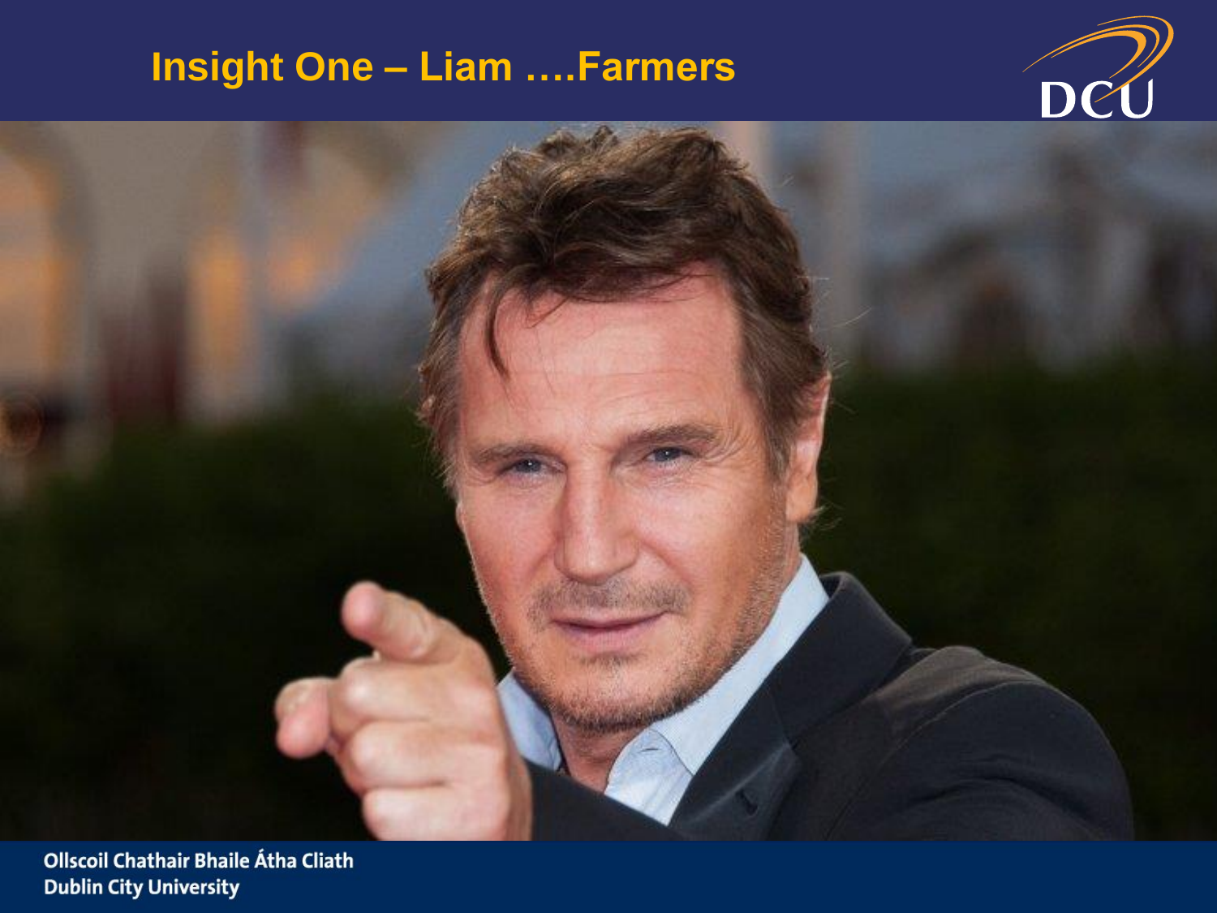# Insight One – Liam ….Farmers

DCU

Ollscoil Chathair Bhaile Átha Cliath
Dublin City University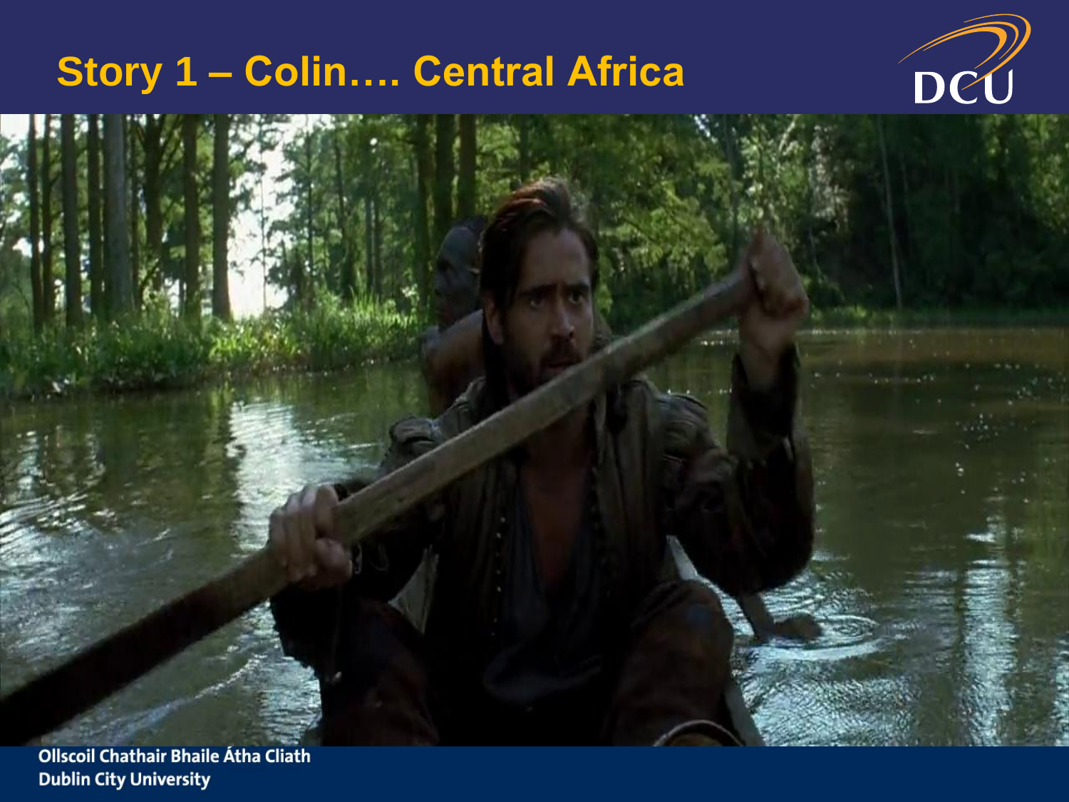# Story 1 – Colin…. Central Africa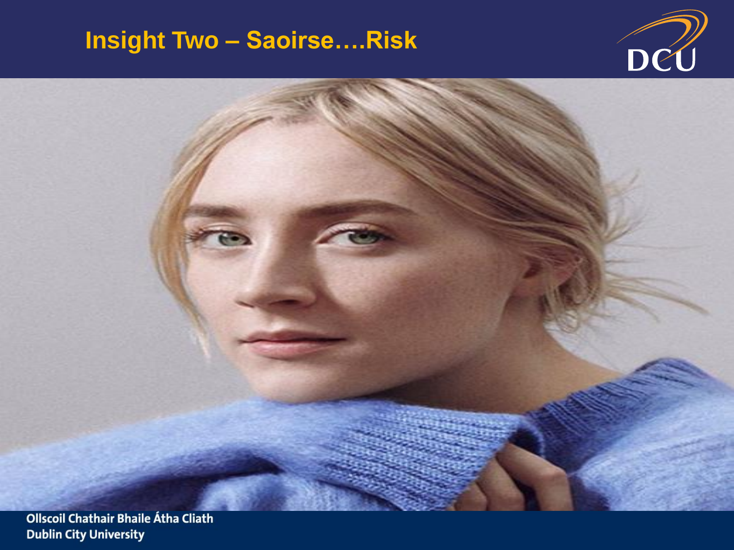# Insight Two – Saoirse….Risk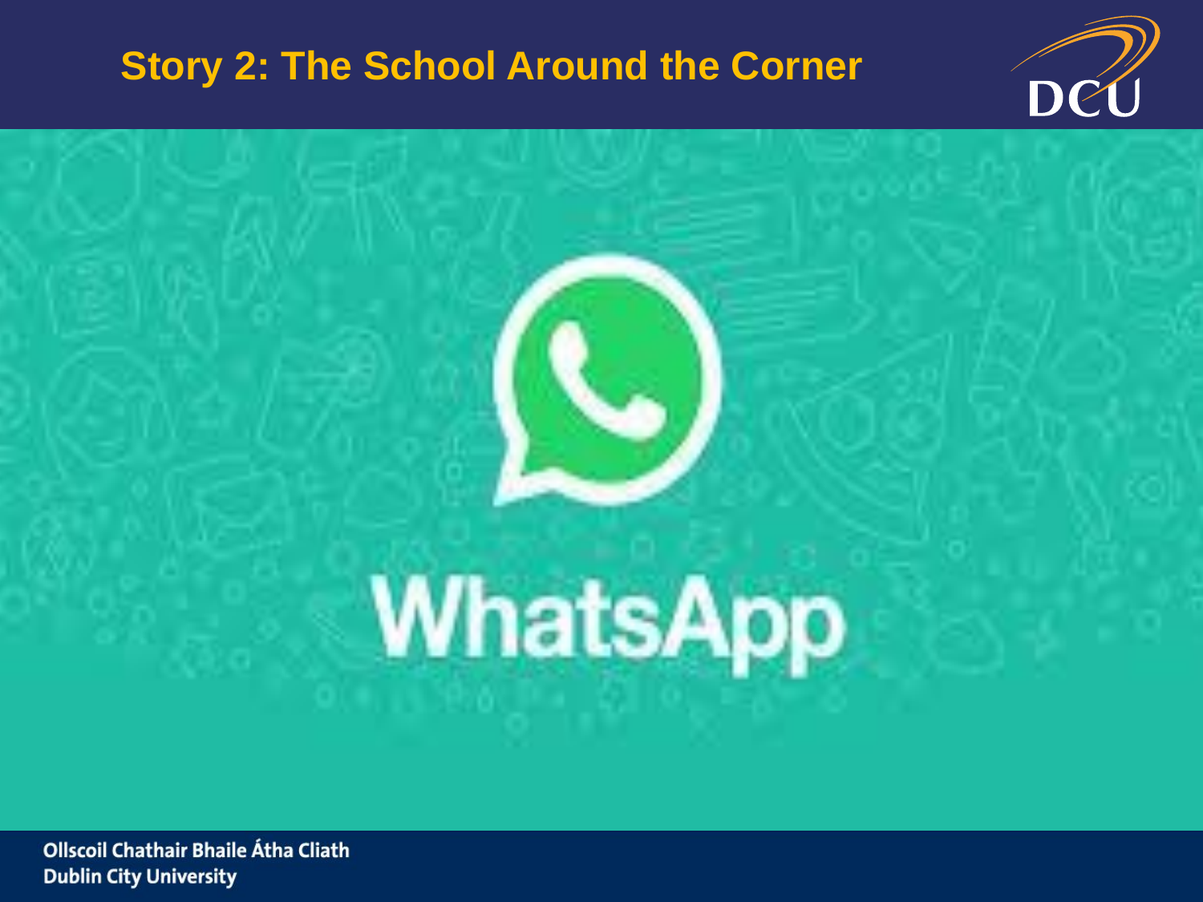# Story 2: The School Around the Corner

WhatsApp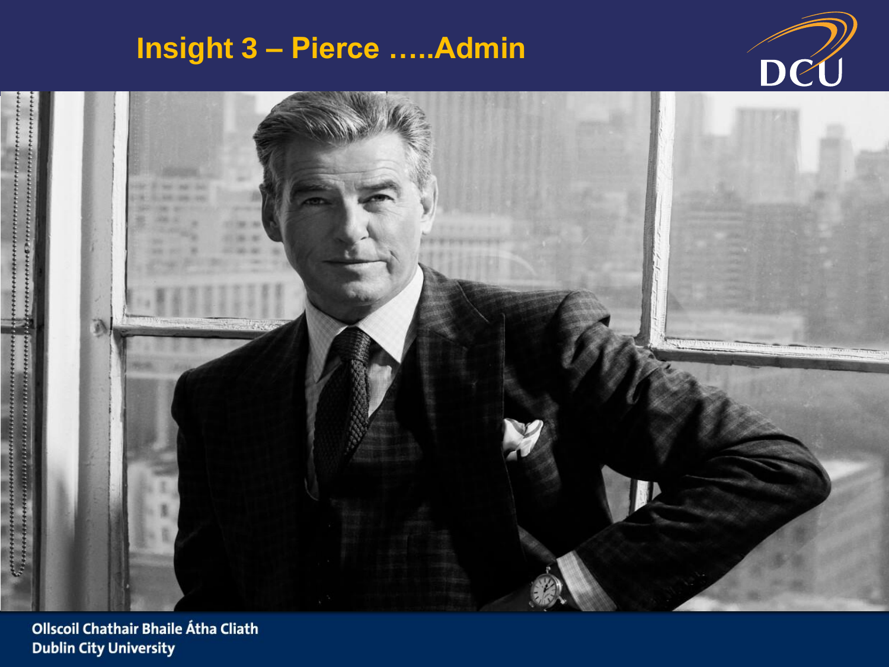# Insight 3 – Pierce …..Admin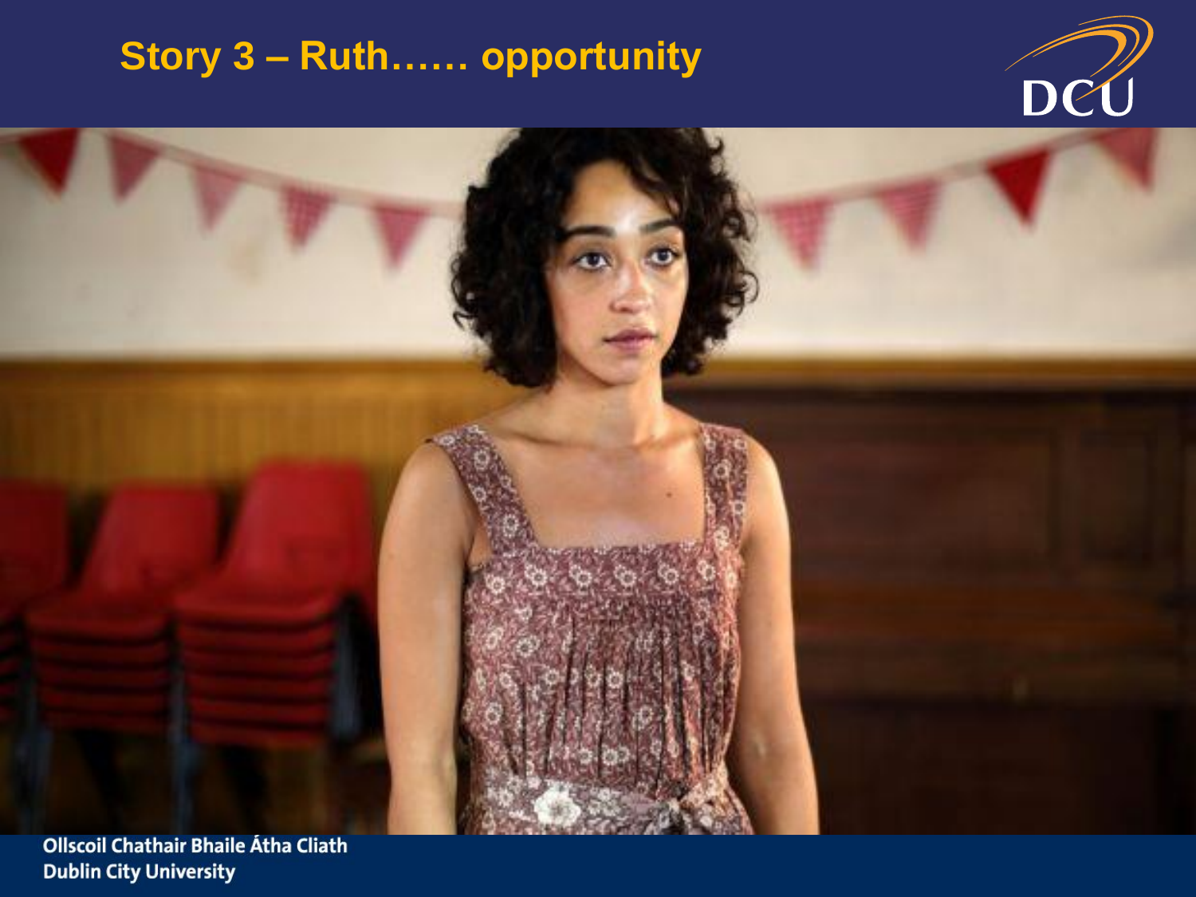# Story 3 – Ruth…… opportunity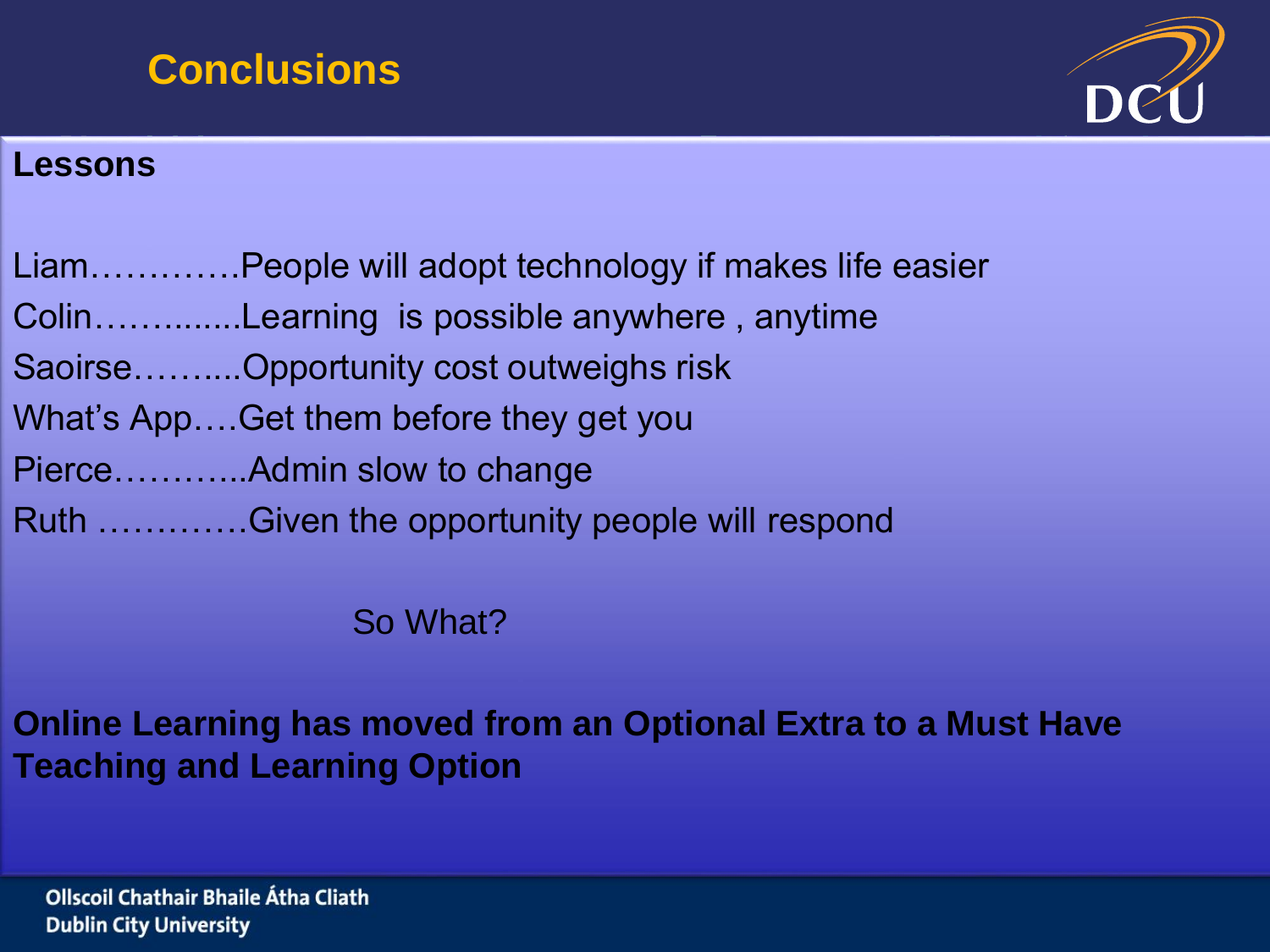# Conclusions

**Lessons**

Liam………….People will adopt technology if makes life easier

Colin……........Learning  is possible anywhere , anytime

Saoirse…….....Opportunity cost outweighs risk

What's App….Get them before they get you

Pierce………..Admin slow to change

Ruth ………….Given the opportunity people will respond

So What?

**Online Learning has moved from an Optional Extra to a Must Have Teaching and Learning Option**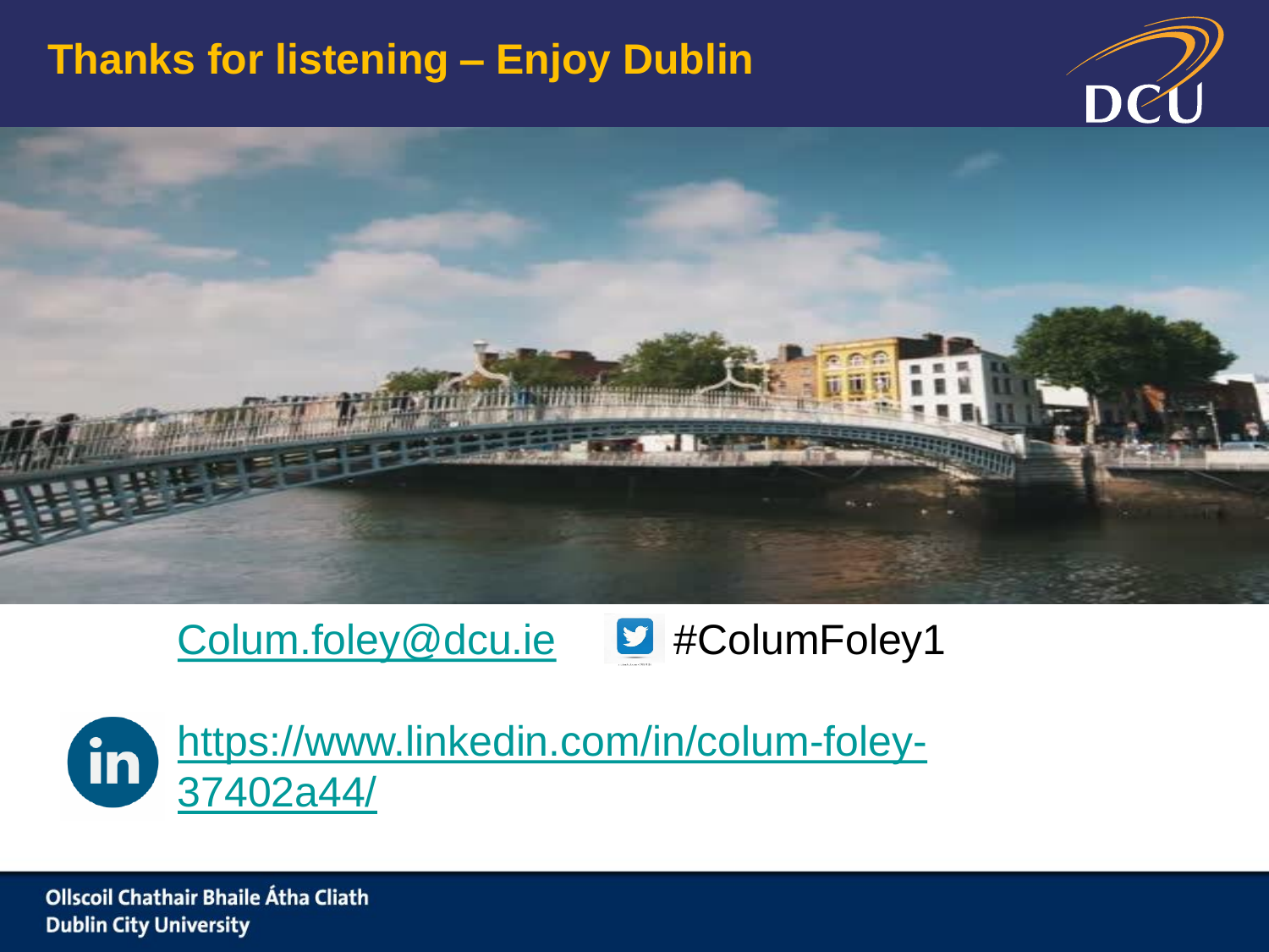# Thanks for listening – Enjoy Dublin

Colum.foley@dcu.ie #ColumFoley1

https://www.linkedin.com/in/colum-foley-37402a44/

Ollscoil Chathair Bhaile Átha Cliath
Dublin City University